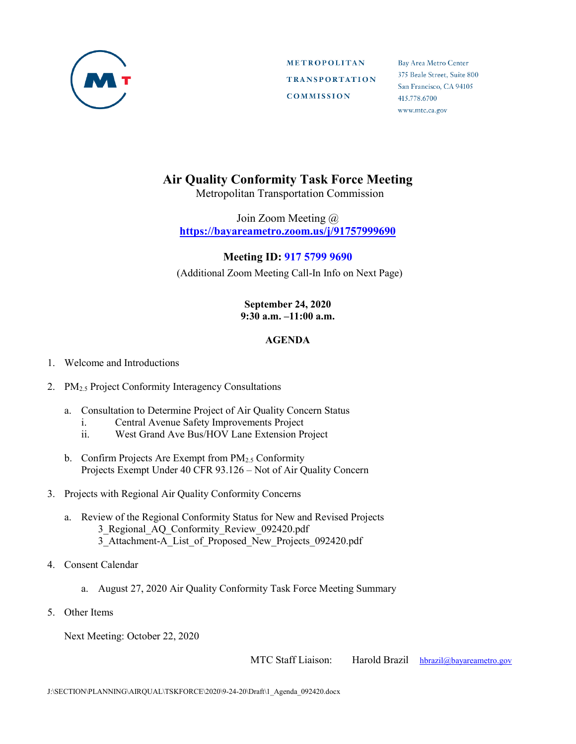METROPOLITAN TRANSPORTATION COMMISSION

Bay Area Metro Center
375 Beale Street, Suite 800
San Francisco, CA 94105
415.778.6700
www.mtc.ca.gov

# Air Quality Conformity Task Force Meeting

Metropolitan Transportation Commission

Join Zoom Meeting @
**https://bayareametro.zoom.us/j/91757999690**

**Meeting ID: 917 5799 9690**

(Additional Zoom Meeting Call-In Info on Next Page)

**September 24, 2020**
**9:30 a.m. –11:00 a.m.**

## AGENDA

1. Welcome and Introductions

2. $PM_{2.5}$ Project Conformity Interagency Consultations

   a. Consultation to Determine Project of Air Quality Concern Status
      i. Central Avenue Safety Improvements Project
      ii. West Grand Ave Bus/HOV Lane Extension Project

   b. Confirm Projects Are Exempt from $PM_{2.5}$ Conformity
      Projects Exempt Under 40 CFR 93.126 – Not of Air Quality Concern

3. Projects with Regional Air Quality Conformity Concerns

   a. Review of the Regional Conformity Status for New and Revised Projects
      3_Regional_AQ_Conformity_Review_092420.pdf
      3_Attachment-A_List_of_Proposed_New_Projects_092420.pdf

4. Consent Calendar

   a. August 27, 2020 Air Quality Conformity Task Force Meeting Summary

5. Other Items

   Next Meeting: October 22, 2020

MTC Staff Liaison: Harold Brazil hbrazil@bayareametro.gov

J:\SECTION\PLANNING\AIRQUAL\TSKFORCE\2020\9-24-20\Draft\1_Agenda_092420.docx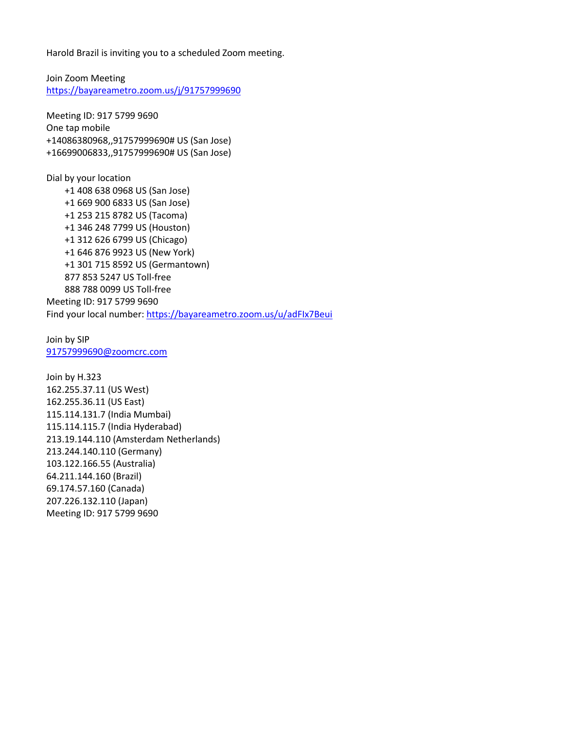Harold Brazil is inviting you to a scheduled Zoom meeting.

Join Zoom Meeting
https://bayareametro.zoom.us/j/91757999690

Meeting ID: 917 5799 9690
One tap mobile
+14086380968,,91757999690# US (San Jose)
+16699006833,,91757999690# US (San Jose)

Dial by your location
+1 408 638 0968 US (San Jose)
+1 669 900 6833 US (San Jose)
+1 253 215 8782 US (Tacoma)
+1 346 248 7799 US (Houston)
+1 312 626 6799 US (Chicago)
+1 646 876 9923 US (New York)
+1 301 715 8592 US (Germantown)
877 853 5247 US Toll-free
888 788 0099 US Toll-free
Meeting ID: 917 5799 9690
Find your local number: https://bayareametro.zoom.us/u/adFIx7Beui

Join by SIP
91757999690@zoomcrc.com

Join by H.323
162.255.37.11 (US West)
162.255.36.11 (US East)
115.114.131.7 (India Mumbai)
115.114.115.7 (India Hyderabad)
213.19.144.110 (Amsterdam Netherlands)
213.244.140.110 (Germany)
103.122.166.55 (Australia)
64.211.144.160 (Brazil)
69.174.57.160 (Canada)
207.226.132.110 (Japan)
Meeting ID: 917 5799 9690